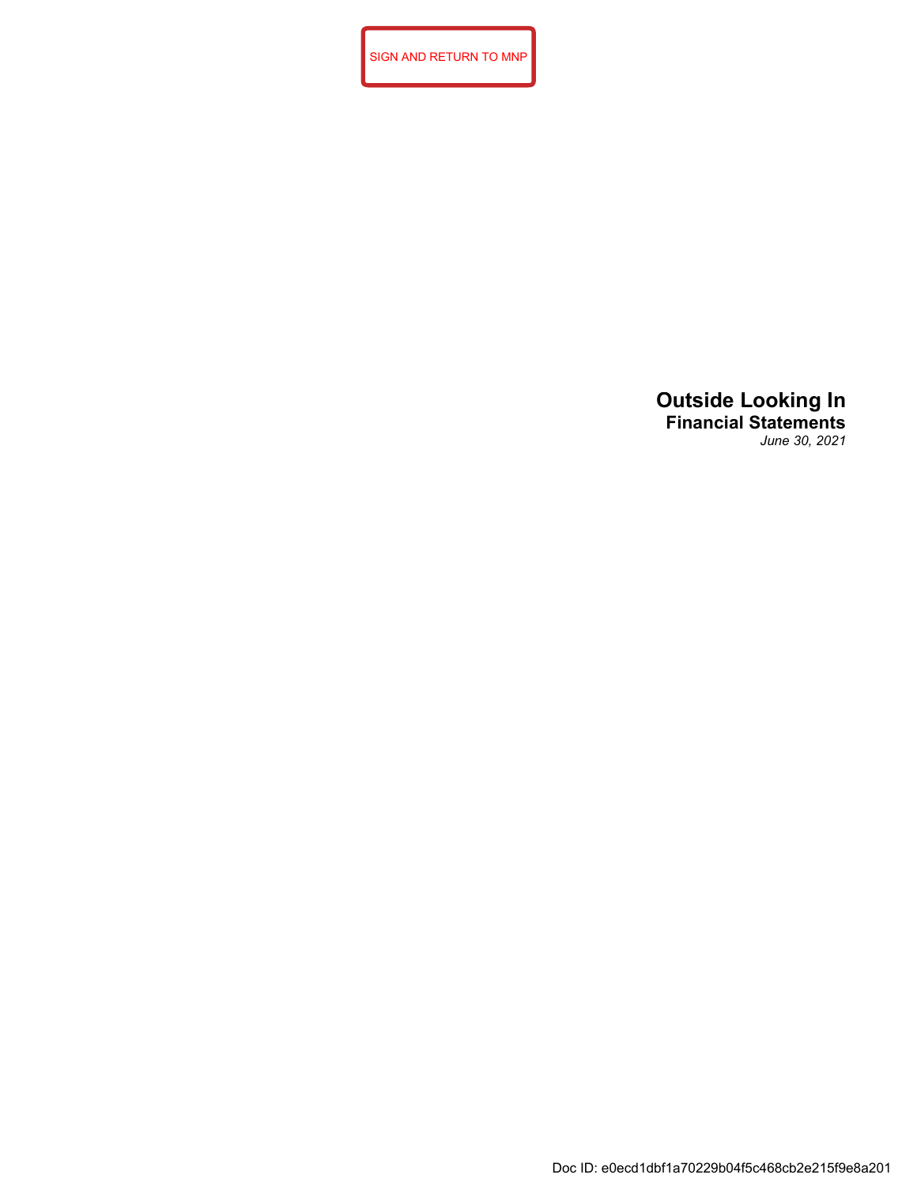SIGN AND RETURN TO MNP

# Outside Looking In

## Financial Statements

*June 30, 2021*

Doc ID: e0ecd1dbf1a70229b04f5c468cb2e215f9e8a201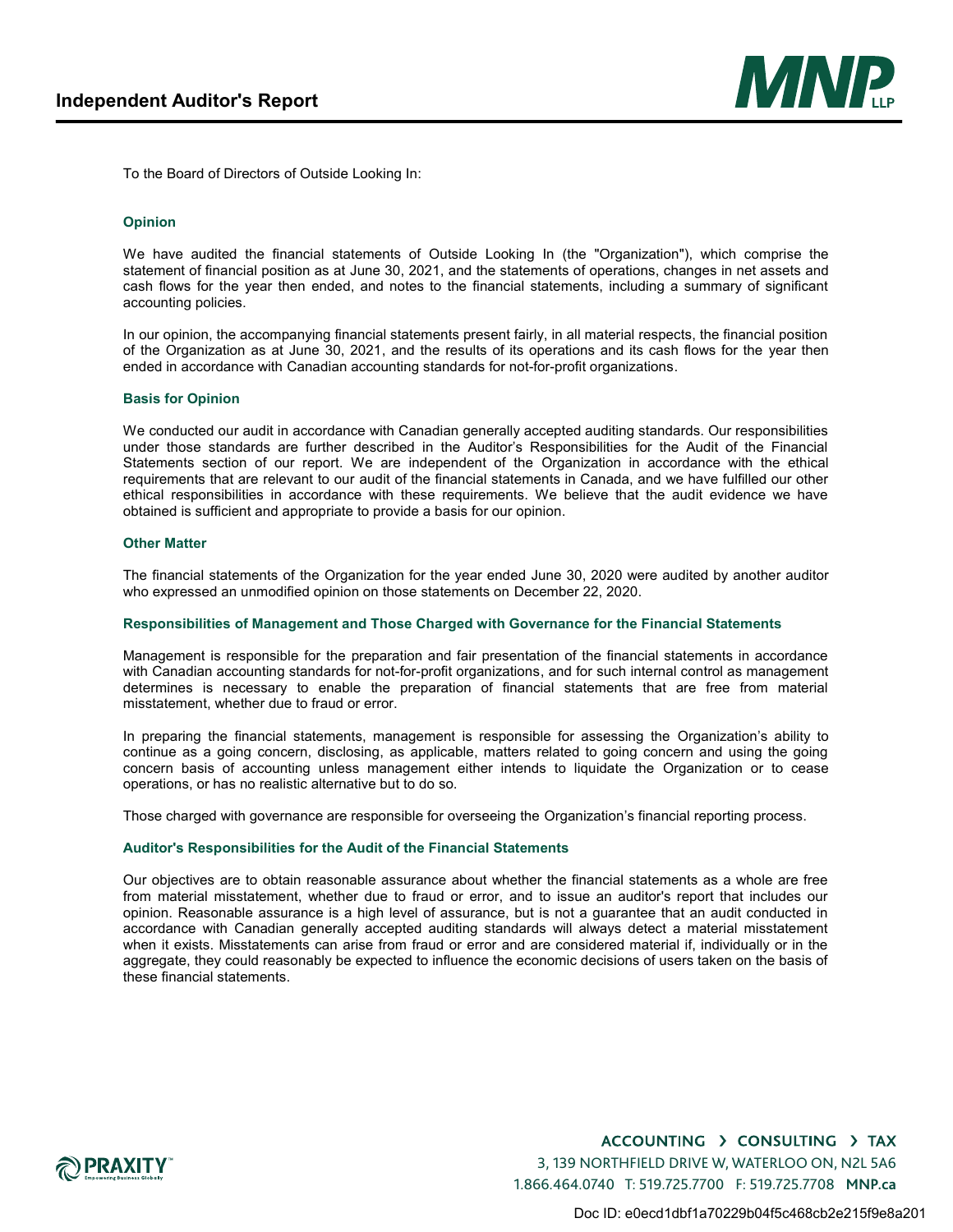# Independent Auditor's Report

To the Board of Directors of Outside Looking In:

### Opinion

We have audited the financial statements of Outside Looking In (the "Organization"), which comprise the statement of financial position as at June 30, 2021, and the statements of operations, changes in net assets and cash flows for the year then ended, and notes to the financial statements, including a summary of significant accounting policies.

In our opinion, the accompanying financial statements present fairly, in all material respects, the financial position of the Organization as at June 30, 2021, and the results of its operations and its cash flows for the year then ended in accordance with Canadian accounting standards for not-for-profit organizations.

### Basis for Opinion

We conducted our audit in accordance with Canadian generally accepted auditing standards. Our responsibilities under those standards are further described in the Auditor's Responsibilities for the Audit of the Financial Statements section of our report. We are independent of the Organization in accordance with the ethical requirements that are relevant to our audit of the financial statements in Canada, and we have fulfilled our other ethical responsibilities in accordance with these requirements. We believe that the audit evidence we have obtained is sufficient and appropriate to provide a basis for our opinion.

### Other Matter

The financial statements of the Organization for the year ended June 30, 2020 were audited by another auditor who expressed an unmodified opinion on those statements on December 22, 2020.

### Responsibilities of Management and Those Charged with Governance for the Financial Statements

Management is responsible for the preparation and fair presentation of the financial statements in accordance with Canadian accounting standards for not-for-profit organizations, and for such internal control as management determines is necessary to enable the preparation of financial statements that are free from material misstatement, whether due to fraud or error.

In preparing the financial statements, management is responsible for assessing the Organization's ability to continue as a going concern, disclosing, as applicable, matters related to going concern and using the going concern basis of accounting unless management either intends to liquidate the Organization or to cease operations, or has no realistic alternative but to do so.

Those charged with governance are responsible for overseeing the Organization's financial reporting process.

### Auditor's Responsibilities for the Audit of the Financial Statements

Our objectives are to obtain reasonable assurance about whether the financial statements as a whole are free from material misstatement, whether due to fraud or error, and to issue an auditor's report that includes our opinion. Reasonable assurance is a high level of assurance, but is not a guarantee that an audit conducted in accordance with Canadian generally accepted auditing standards will always detect a material misstatement when it exists. Misstatements can arise from fraud or error and are considered material if, individually or in the aggregate, they could reasonably be expected to influence the economic decisions of users taken on the basis of these financial statements.

ACCOUNTING › CONSULTING › TAX
3, 139 NORTHFIELD DRIVE W, WATERLOO ON, N2L 5A6
1.866.464.0740 T: 519.725.7700 F: 519.725.7708 MNP.ca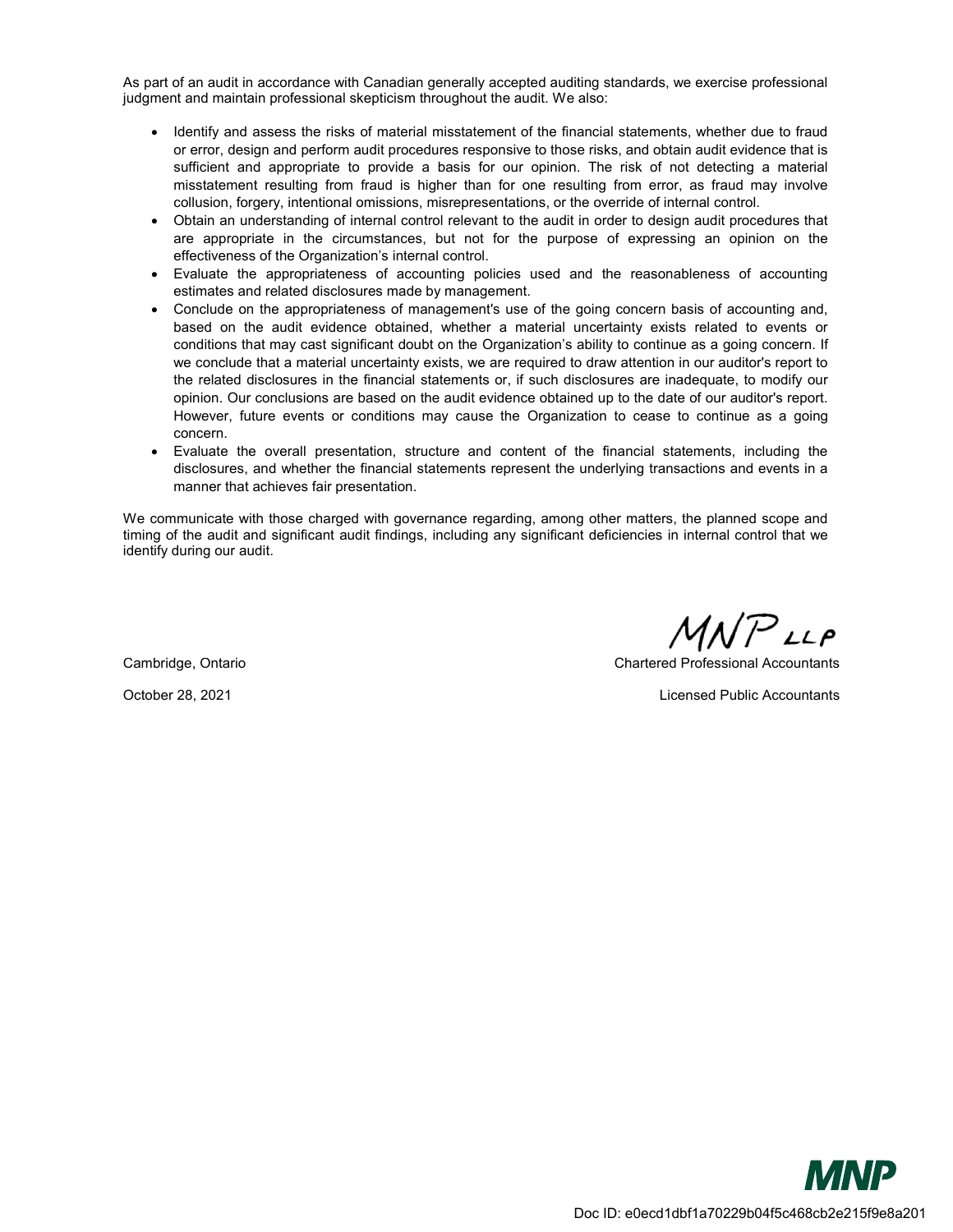As part of an audit in accordance with Canadian generally accepted auditing standards, we exercise professional judgment and maintain professional skepticism throughout the audit. We also:

- Identify and assess the risks of material misstatement of the financial statements, whether due to fraud or error, design and perform audit procedures responsive to those risks, and obtain audit evidence that is sufficient and appropriate to provide a basis for our opinion. The risk of not detecting a material misstatement resulting from fraud is higher than for one resulting from error, as fraud may involve collusion, forgery, intentional omissions, misrepresentations, or the override of internal control.
- Obtain an understanding of internal control relevant to the audit in order to design audit procedures that are appropriate in the circumstances, but not for the purpose of expressing an opinion on the effectiveness of the Organization's internal control.
- Evaluate the appropriateness of accounting policies used and the reasonableness of accounting estimates and related disclosures made by management.
- Conclude on the appropriateness of management's use of the going concern basis of accounting and, based on the audit evidence obtained, whether a material uncertainty exists related to events or conditions that may cast significant doubt on the Organization's ability to continue as a going concern. If we conclude that a material uncertainty exists, we are required to draw attention in our auditor's report to the related disclosures in the financial statements or, if such disclosures are inadequate, to modify our opinion. Our conclusions are based on the audit evidence obtained up to the date of our auditor's report. However, future events or conditions may cause the Organization to cease to continue as a going concern.
- Evaluate the overall presentation, structure and content of the financial statements, including the disclosures, and whether the financial statements represent the underlying transactions and events in a manner that achieves fair presentation.

We communicate with those charged with governance regarding, among other matters, the planned scope and timing of the audit and significant audit findings, including any significant deficiencies in internal control that we identify during our audit.

MNP LLP

Cambridge, Ontario

October 28, 2021

Chartered Professional Accountants

Licensed Public Accountants

Doc ID: e0ecd1dbf1a70229b04f5c468cb2e215f9e8a201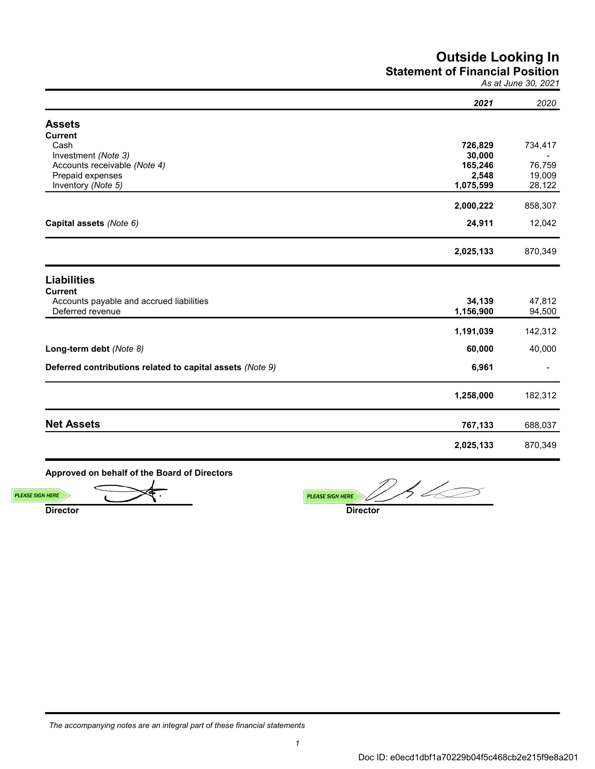# Outside Looking In

## Statement of Financial Position

*As at June 30, 2021*

| | **2021** | 2020 |
|---|---|---|
| **Assets** | | |
| **Current** | | |
| Cash | **726,829** | 734,417 |
| Investment *(Note 3)* | **30,000** | - |
| Accounts receivable *(Note 4)* | **165,246** | 76,759 |
| Prepaid expenses | **2,548** | 19,009 |
| Inventory *(Note 5)* | **1,075,599** | 28,122 |
| | **2,000,222** | 858,307 |
| **Capital assets** *(Note 6)* | **24,911** | 12,042 |
| | **2,025,133** | 870,349 |
| **Liabilities** | | |
| **Current** | | |
| Accounts payable and accrued liabilities | **34,139** | 47,812 |
| Deferred revenue | **1,156,900** | 94,500 |
| | **1,191,039** | 142,312 |
| **Long-term debt** *(Note 8)* | **60,000** | 40,000 |
| **Deferred contributions related to capital assets** *(Note 9)* | **6,961** | - |
| | **1,258,000** | 182,312 |
| **Net Assets** | **767,133** | 688,037 |
| | **2,025,133** | 870,349 |

**Approved on behalf of the Board of Directors**

**Director** &nbsp;&nbsp;&nbsp;&nbsp;&nbsp;&nbsp;&nbsp;&nbsp; **Director**

*The accompanying notes are an integral part of these financial statements*

Doc ID: e0ecd1dbf1a70229b04f5c468cb2e215f9e8a201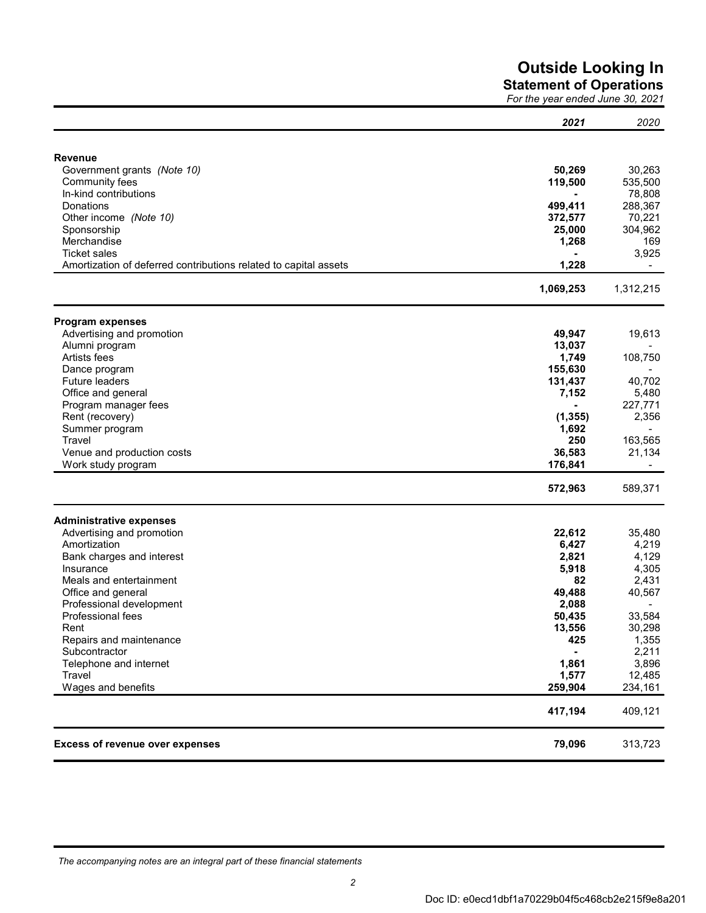# Outside Looking In

## Statement of Operations

*For the year ended June 30, 2021*

| | *2021* | *2020* |
|---|---|---|
| **Revenue** | | |
| Government grants *(Note 10)* | **50,269** | 30,263 |
| Community fees | **119,500** | 535,500 |
| In-kind contributions | **-** | 78,808 |
| Donations | **499,411** | 288,367 |
| Other income *(Note 10)* | **372,577** | 70,221 |
| Sponsorship | **25,000** | 304,962 |
| Merchandise | **1,268** | 169 |
| Ticket sales | **-** | 3,925 |
| Amortization of deferred contributions related to capital assets | **1,228** | - |
| | **1,069,253** | 1,312,215 |
| **Program expenses** | | |
| Advertising and promotion | **49,947** | 19,613 |
| Alumni program | **13,037** | - |
| Artists fees | **1,749** | 108,750 |
| Dance program | **155,630** | - |
| Future leaders | **131,437** | 40,702 |
| Office and general | **7,152** | 5,480 |
| Program manager fees | **-** | 227,771 |
| Rent (recovery) | **(1,355)** | 2,356 |
| Summer program | **1,692** | - |
| Travel | **250** | 163,565 |
| Venue and production costs | **36,583** | 21,134 |
| Work study program | **176,841** | - |
| | **572,963** | 589,371 |
| **Administrative expenses** | | |
| Advertising and promotion | **22,612** | 35,480 |
| Amortization | **6,427** | 4,219 |
| Bank charges and interest | **2,821** | 4,129 |
| Insurance | **5,918** | 4,305 |
| Meals and entertainment | **82** | 2,431 |
| Office and general | **49,488** | 40,567 |
| Professional development | **2,088** | - |
| Professional fees | **50,435** | 33,584 |
| Rent | **13,556** | 30,298 |
| Repairs and maintenance | **425** | 1,355 |
| Subcontractor | **-** | 2,211 |
| Telephone and internet | **1,861** | 3,896 |
| Travel | **1,577** | 12,485 |
| Wages and benefits | **259,904** | 234,161 |
| | **417,194** | 409,121 |
| **Excess of revenue over expenses** | **79,096** | 313,723 |

*The accompanying notes are an integral part of these financial statements*

Doc ID: e0ecd1dbf1a70229b04f5c468cb2e215f9e8a201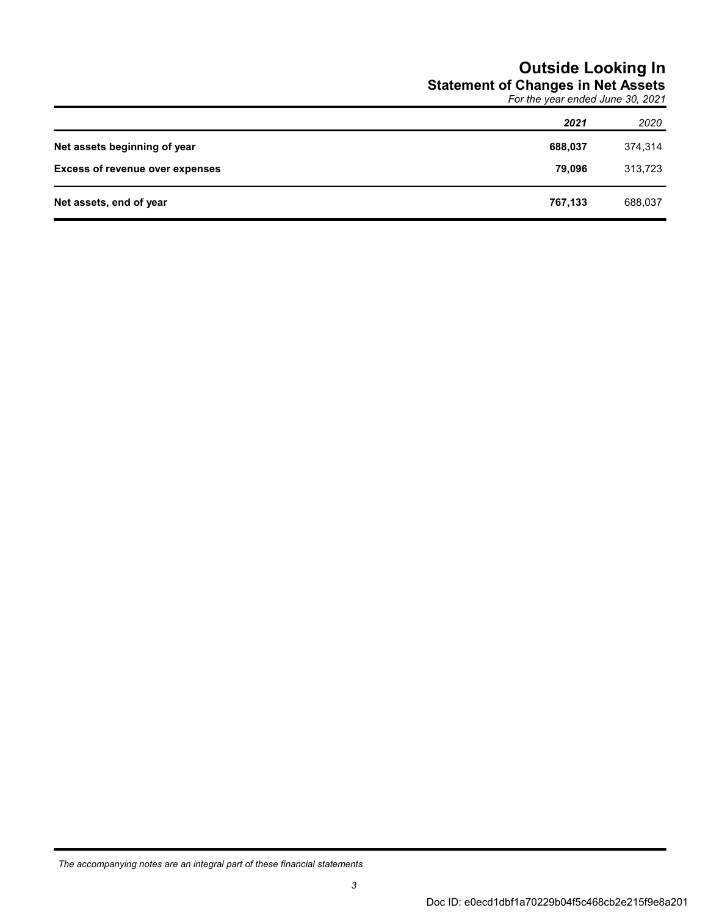# Outside Looking In

## Statement of Changes in Net Assets

*For the year ended June 30, 2021*

| | ***2021*** | *2020* |
|---|---|---|
| **Net assets beginning of year** | **688,037** | 374,314 |
| **Excess of revenue over expenses** | **79,096** | 313,723 |
| **Net assets, end of year** | **767,133** | 688,037 |

*The accompanying notes are an integral part of these financial statements*

Doc ID: e0ecd1dbf1a70229b04f5c468cb2e215f9e8a201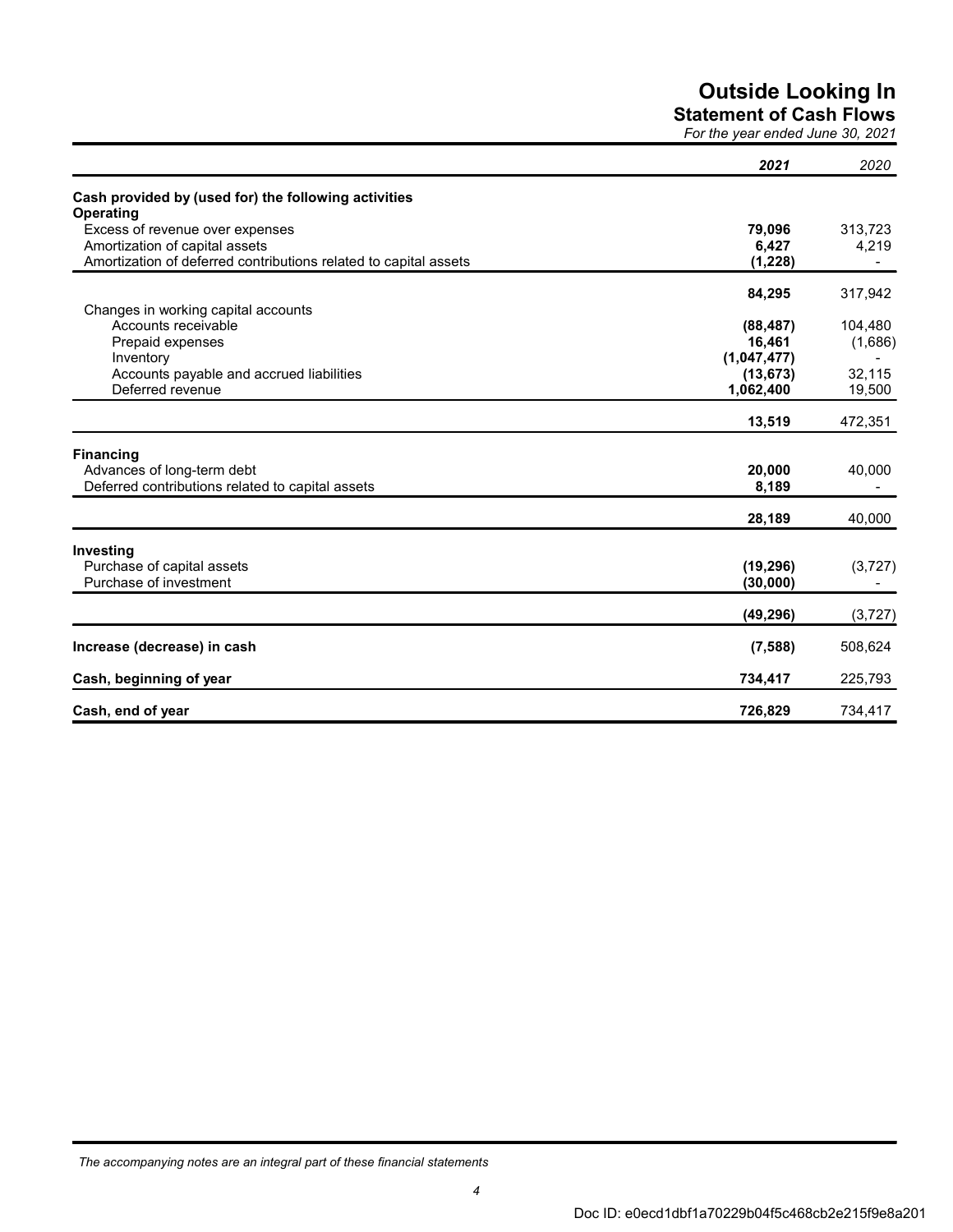# Outside Looking In

## Statement of Cash Flows

*For the year ended June 30, 2021*

| | 2021 | 2020 |
|---|---|---|
| **Cash provided by (used for) the following activities** | | |
| **Operating** | | |
| Excess of revenue over expenses | **79,096** | 313,723 |
| Amortization of capital assets | **6,427** | 4,219 |
| Amortization of deferred contributions related to capital assets | **(1,228)** | - |
| | **84,295** | 317,942 |
| Changes in working capital accounts | | |
| Accounts receivable | **(88,487)** | 104,480 |
| Prepaid expenses | **16,461** | (1,686) |
| Inventory | **(1,047,477)** | - |
| Accounts payable and accrued liabilities | **(13,673)** | 32,115 |
| Deferred revenue | **1,062,400** | 19,500 |
| | **13,519** | 472,351 |
| **Financing** | | |
| Advances of long-term debt | **20,000** | 40,000 |
| Deferred contributions related to capital assets | **8,189** | - |
| | **28,189** | 40,000 |
| **Investing** | | |
| Purchase of capital assets | **(19,296)** | (3,727) |
| Purchase of investment | **(30,000)** | - |
| | **(49,296)** | (3,727) |
| **Increase (decrease) in cash** | **(7,588)** | 508,624 |
| **Cash, beginning of year** | **734,417** | 225,793 |
| **Cash, end of year** | **726,829** | 734,417 |

*The accompanying notes are an integral part of these financial statements*

Doc ID: e0ecd1dbf1a70229b04f5c468cb2e215f9e8a201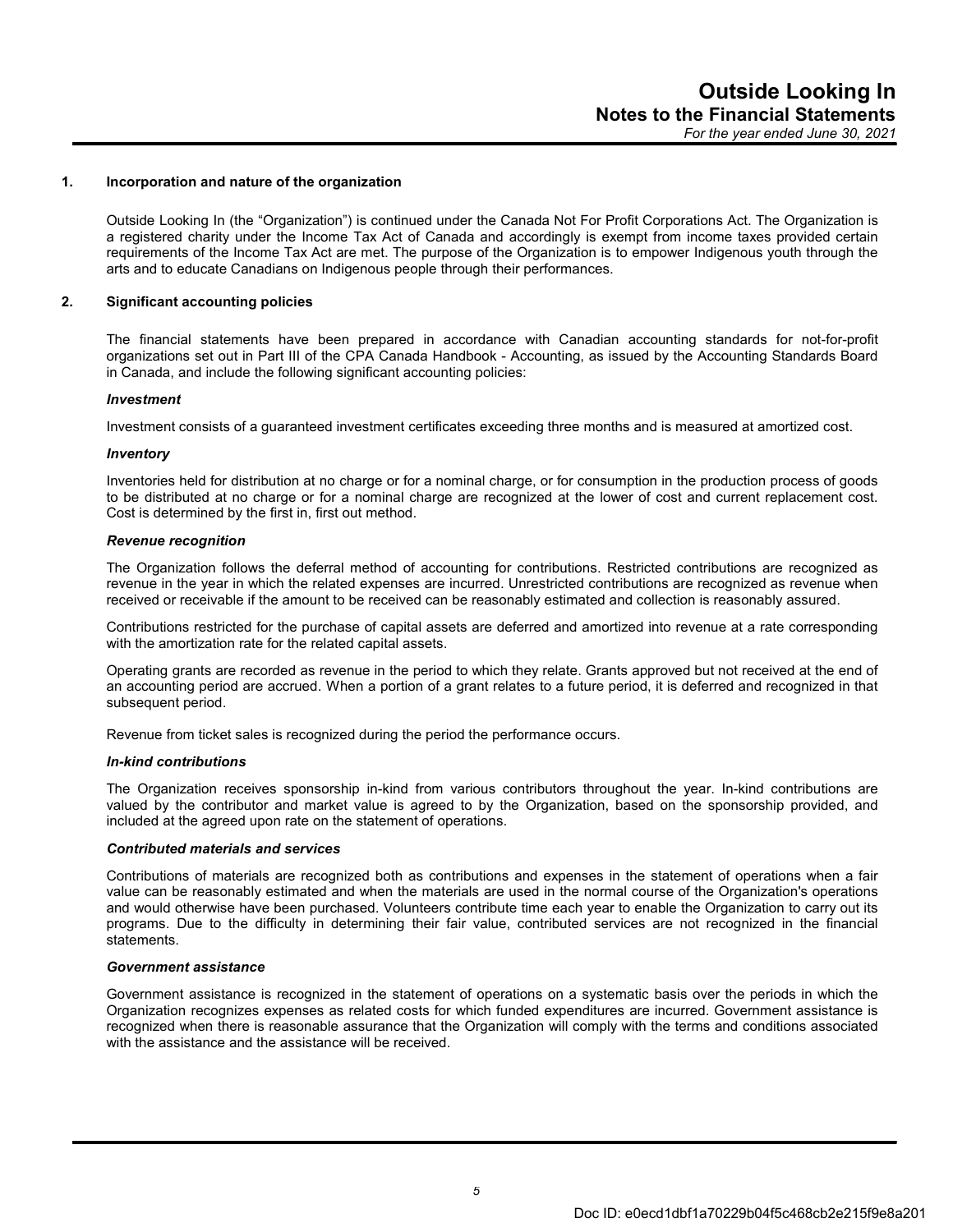# Outside Looking In
## Notes to the Financial Statements
*For the year ended June 30, 2021*

### 1. Incorporation and nature of the organization

Outside Looking In (the "Organization") is continued under the Canada Not For Profit Corporations Act. The Organization is a registered charity under the Income Tax Act of Canada and accordingly is exempt from income taxes provided certain requirements of the Income Tax Act are met. The purpose of the Organization is to empower Indigenous youth through the arts and to educate Canadians on Indigenous people through their performances.

### 2. Significant accounting policies

The financial statements have been prepared in accordance with Canadian accounting standards for not-for-profit organizations set out in Part III of the CPA Canada Handbook - Accounting, as issued by the Accounting Standards Board in Canada, and include the following significant accounting policies:

***Investment***

Investment consists of a guaranteed investment certificates exceeding three months and is measured at amortized cost.

***Inventory***

Inventories held for distribution at no charge or for a nominal charge, or for consumption in the production process of goods to be distributed at no charge or for a nominal charge are recognized at the lower of cost and current replacement cost. Cost is determined by the first in, first out method.

***Revenue recognition***

The Organization follows the deferral method of accounting for contributions. Restricted contributions are recognized as revenue in the year in which the related expenses are incurred. Unrestricted contributions are recognized as revenue when received or receivable if the amount to be received can be reasonably estimated and collection is reasonably assured.

Contributions restricted for the purchase of capital assets are deferred and amortized into revenue at a rate corresponding with the amortization rate for the related capital assets.

Operating grants are recorded as revenue in the period to which they relate. Grants approved but not received at the end of an accounting period are accrued. When a portion of a grant relates to a future period, it is deferred and recognized in that subsequent period.

Revenue from ticket sales is recognized during the period the performance occurs.

***In-kind contributions***

The Organization receives sponsorship in-kind from various contributors throughout the year. In-kind contributions are valued by the contributor and market value is agreed to by the Organization, based on the sponsorship provided, and included at the agreed upon rate on the statement of operations.

***Contributed materials and services***

Contributions of materials are recognized both as contributions and expenses in the statement of operations when a fair value can be reasonably estimated and when the materials are used in the normal course of the Organization's operations and would otherwise have been purchased. Volunteers contribute time each year to enable the Organization to carry out its programs. Due to the difficulty in determining their fair value, contributed services are not recognized in the financial statements.

***Government assistance***

Government assistance is recognized in the statement of operations on a systematic basis over the periods in which the Organization recognizes expenses as related costs for which funded expenditures are incurred. Government assistance is recognized when there is reasonable assurance that the Organization will comply with the terms and conditions associated with the assistance and the assistance will be received.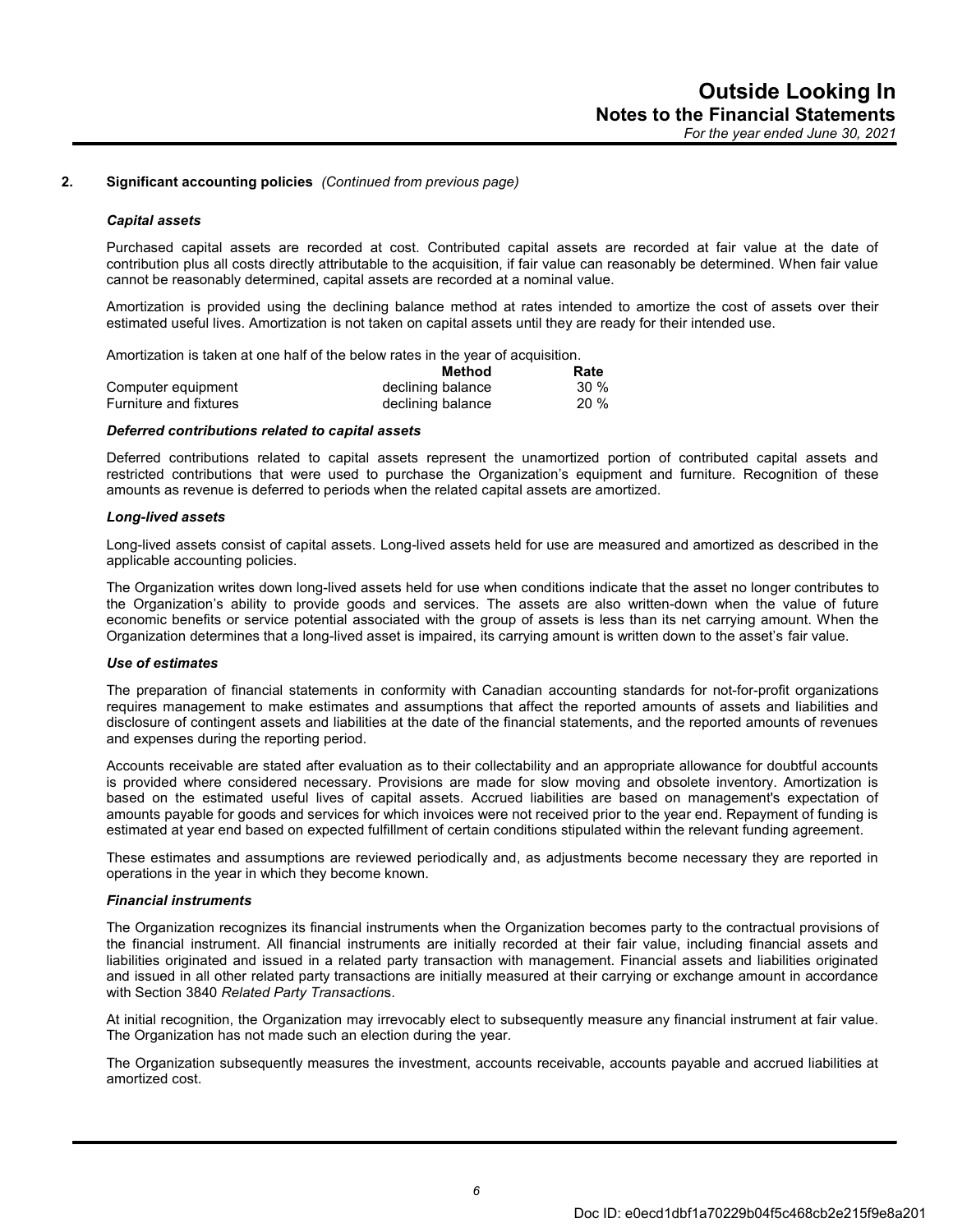## 2. Significant accounting policies *(Continued from previous page)*

### *Capital assets*

Purchased capital assets are recorded at cost. Contributed capital assets are recorded at fair value at the date of contribution plus all costs directly attributable to the acquisition, if fair value can reasonably be determined. When fair value cannot be reasonably determined, capital assets are recorded at a nominal value.

Amortization is provided using the declining balance method at rates intended to amortize the cost of assets over their estimated useful lives. Amortization is not taken on capital assets until they are ready for their intended use.

Amortization is taken at one half of the below rates in the year of acquisition.

| | Method | Rate |
|---|---|---|
| Computer equipment | declining balance | 30 % |
| Furniture and fixtures | declining balance | 20 % |

### *Deferred contributions related to capital assets*

Deferred contributions related to capital assets represent the unamortized portion of contributed capital assets and restricted contributions that were used to purchase the Organization's equipment and furniture. Recognition of these amounts as revenue is deferred to periods when the related capital assets are amortized.

### *Long-lived assets*

Long-lived assets consist of capital assets. Long-lived assets held for use are measured and amortized as described in the applicable accounting policies.

The Organization writes down long-lived assets held for use when conditions indicate that the asset no longer contributes to the Organization's ability to provide goods and services. The assets are also written-down when the value of future economic benefits or service potential associated with the group of assets is less than its net carrying amount. When the Organization determines that a long-lived asset is impaired, its carrying amount is written down to the asset's fair value.

### *Use of estimates*

The preparation of financial statements in conformity with Canadian accounting standards for not-for-profit organizations requires management to make estimates and assumptions that affect the reported amounts of assets and liabilities and disclosure of contingent assets and liabilities at the date of the financial statements, and the reported amounts of revenues and expenses during the reporting period.

Accounts receivable are stated after evaluation as to their collectability and an appropriate allowance for doubtful accounts is provided where considered necessary. Provisions are made for slow moving and obsolete inventory. Amortization is based on the estimated useful lives of capital assets. Accrued liabilities are based on management's expectation of amounts payable for goods and services for which invoices were not received prior to the year end. Repayment of funding is estimated at year end based on expected fulfillment of certain conditions stipulated within the relevant funding agreement.

These estimates and assumptions are reviewed periodically and, as adjustments become necessary they are reported in operations in the year in which they become known.

### *Financial instruments*

The Organization recognizes its financial instruments when the Organization becomes party to the contractual provisions of the financial instrument. All financial instruments are initially recorded at their fair value, including financial assets and liabilities originated and issued in a related party transaction with management. Financial assets and liabilities originated and issued in all other related party transactions are initially measured at their carrying or exchange amount in accordance with Section 3840 *Related Party Transaction*s.

At initial recognition, the Organization may irrevocably elect to subsequently measure any financial instrument at fair value. The Organization has not made such an election during the year.

The Organization subsequently measures the investment, accounts receivable, accounts payable and accrued liabilities at amortized cost.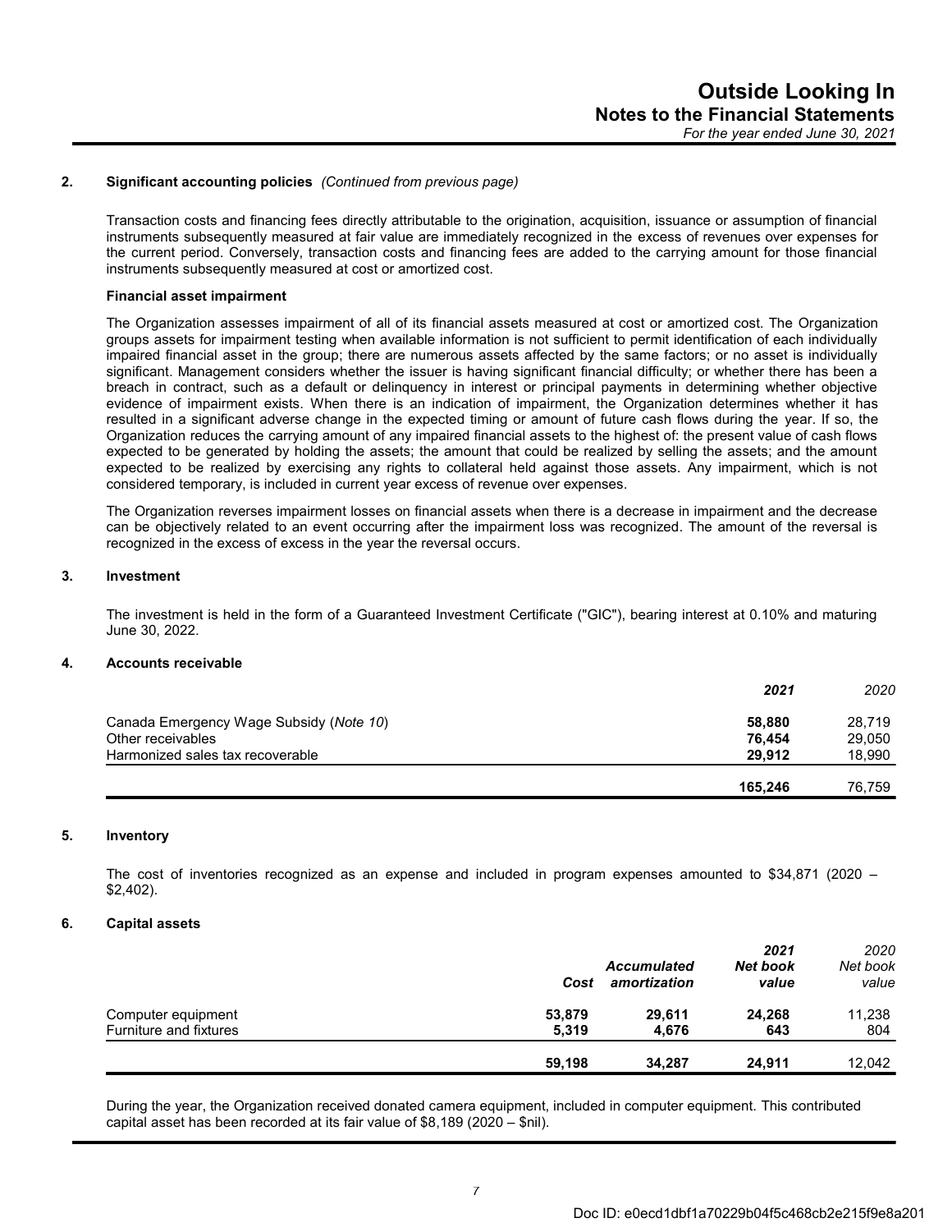## 2. Significant accounting policies *(Continued from previous page)*

Transaction costs and financing fees directly attributable to the origination, acquisition, issuance or assumption of financial instruments subsequently measured at fair value are immediately recognized in the excess of revenues over expenses for the current period. Conversely, transaction costs and financing fees are added to the carrying amount for those financial instruments subsequently measured at cost or amortized cost.

**Financial asset impairment**

The Organization assesses impairment of all of its financial assets measured at cost or amortized cost. The Organization groups assets for impairment testing when available information is not sufficient to permit identification of each individually impaired financial asset in the group; there are numerous assets affected by the same factors; or no asset is individually significant. Management considers whether the issuer is having significant financial difficulty; or whether there has been a breach in contract, such as a default or delinquency in interest or principal payments in determining whether objective evidence of impairment exists. When there is an indication of impairment, the Organization determines whether it has resulted in a significant adverse change in the expected timing or amount of future cash flows during the year. If so, the Organization reduces the carrying amount of any impaired financial assets to the highest of: the present value of cash flows expected to be generated by holding the assets; the amount that could be realized by selling the assets; and the amount expected to be realized by exercising any rights to collateral held against those assets. Any impairment, which is not considered temporary, is included in current year excess of revenue over expenses.

The Organization reverses impairment losses on financial assets when there is a decrease in impairment and the decrease can be objectively related to an event occurring after the impairment loss was recognized. The amount of the reversal is recognized in the excess of excess in the year the reversal occurs.

## 3. Investment

The investment is held in the form of a Guaranteed Investment Certificate ("GIC"), bearing interest at 0.10% and maturing June 30, 2022.

## 4. Accounts receivable

| | ***2021*** | *2020* |
|---|---|---|
| Canada Emergency Wage Subsidy (*Note 10*) | **58,880** | 28,719 |
| Other receivables | **76,454** | 29,050 |
| Harmonized sales tax recoverable | **29,912** | 18,990 |
| | **165,246** | 76,759 |

## 5. Inventory

The cost of inventories recognized as an expense and included in program expenses amounted to $34,871 (2020 – $2,402).

## 6. Capital assets

| | ***Cost*** | ***Accumulated amortization*** | ***2021 Net book value*** | *2020 Net book value* |
|---|---|---|---|---|
| Computer equipment | **53,879** | **29,611** | **24,268** | 11,238 |
| Furniture and fixtures | **5,319** | **4,676** | **643** | 804 |
| | **59,198** | **34,287** | **24,911** | 12,042 |

During the year, the Organization received donated camera equipment, included in computer equipment. This contributed capital asset has been recorded at its fair value of $8,189 (2020 – $nil).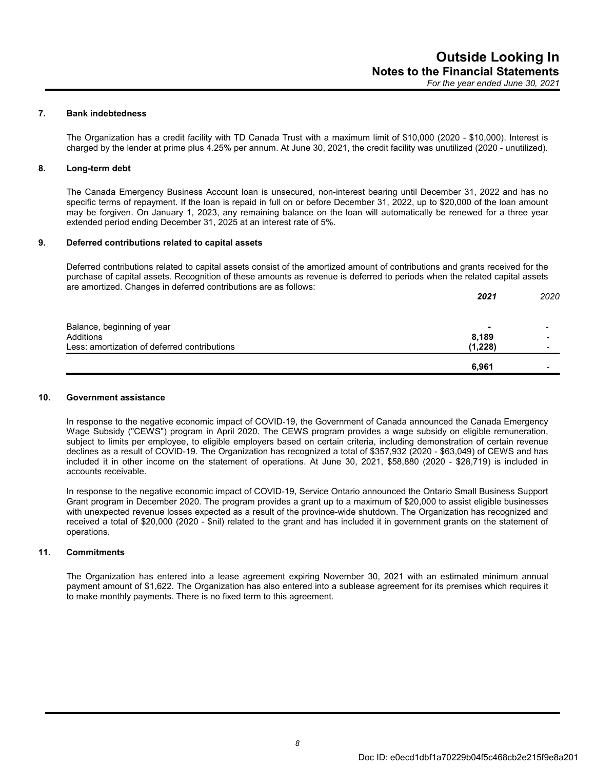## 7. Bank indebtedness

The Organization has a credit facility with TD Canada Trust with a maximum limit of $10,000 (2020 - $10,000). Interest is charged by the lender at prime plus 4.25% per annum. At June 30, 2021, the credit facility was unutilized (2020 - unutilized).

## 8. Long-term debt

The Canada Emergency Business Account loan is unsecured, non-interest bearing until December 31, 2022 and has no specific terms of repayment. If the loan is repaid in full on or before December 31, 2022, up to $20,000 of the loan amount may be forgiven. On January 1, 2023, any remaining balance on the loan will automatically be renewed for a three year extended period ending December 31, 2025 at an interest rate of 5%.

## 9. Deferred contributions related to capital assets

Deferred contributions related to capital assets consist of the amortized amount of contributions and grants received for the purchase of capital assets. Recognition of these amounts as revenue is deferred to periods when the related capital assets are amortized. Changes in deferred contributions are as follows:

| | ***2021*** | *2020* |
|---|---|---|
| Balance, beginning of year | **-** | - |
| Additions | **8,189** | - |
| Less: amortization of deferred contributions | **(1,228)** | - |
| | **6,961** | - |

## 10. Government assistance

In response to the negative economic impact of COVID-19, the Government of Canada announced the Canada Emergency Wage Subsidy ("CEWS") program in April 2020. The CEWS program provides a wage subsidy on eligible remuneration, subject to limits per employee, to eligible employers based on certain criteria, including demonstration of certain revenue declines as a result of COVID-19. The Organization has recognized a total of $357,932 (2020 - $63,049) of CEWS and has included it in other income on the statement of operations. At June 30, 2021, $58,880 (2020 - $28,719) is included in accounts receivable.

In response to the negative economic impact of COVID-19, Service Ontario announced the Ontario Small Business Support Grant program in December 2020. The program provides a grant up to a maximum of $20,000 to assist eligible businesses with unexpected revenue losses expected as a result of the province-wide shutdown. The Organization has recognized and received a total of $20,000 (2020 - $nil) related to the grant and has included it in government grants on the statement of operations.

## 11. Commitments

The Organization has entered into a lease agreement expiring November 30, 2021 with an estimated minimum annual payment amount of $1,622. The Organization has also entered into a sublease agreement for its premises which requires it to make monthly payments. There is no fixed term to this agreement.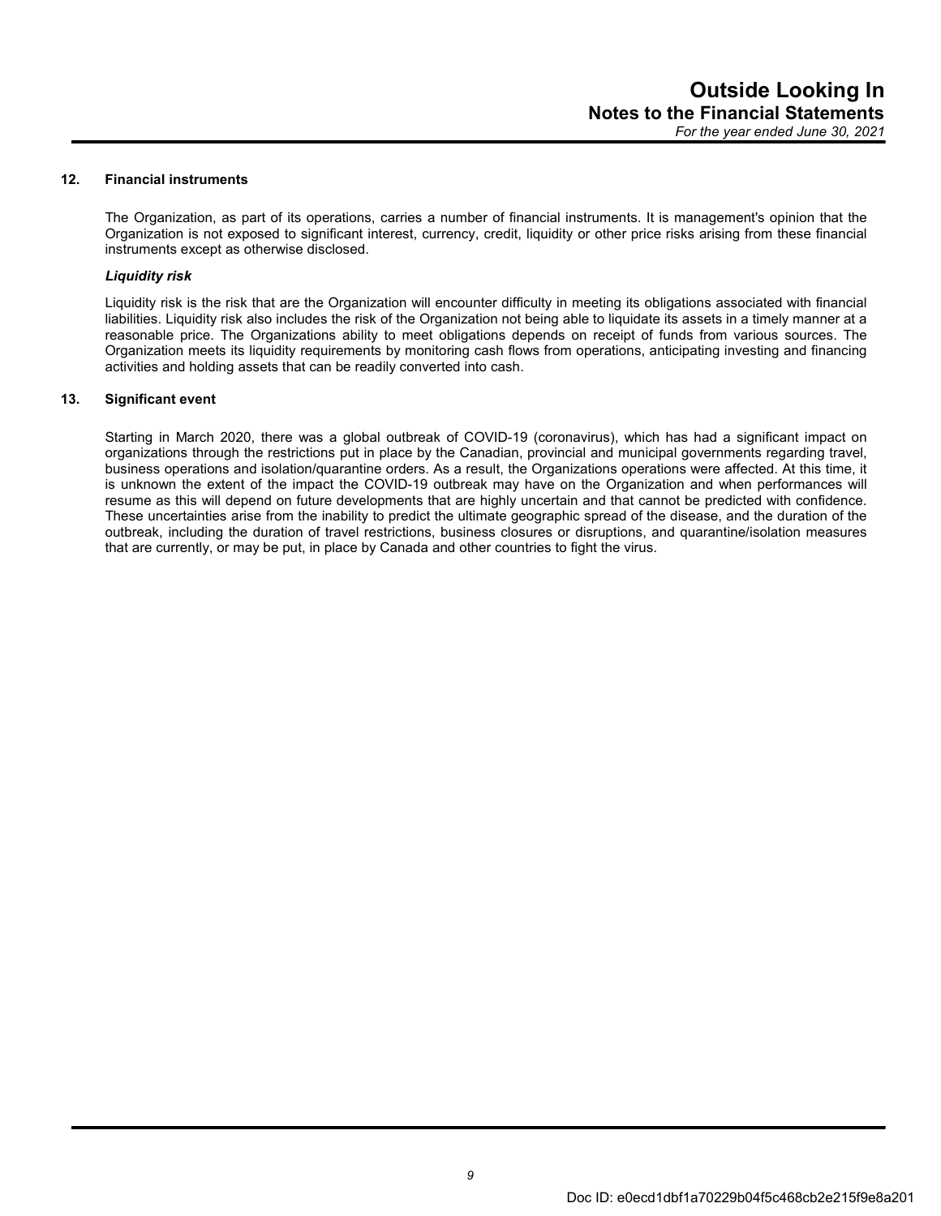## 12. Financial instruments

The Organization, as part of its operations, carries a number of financial instruments. It is management's opinion that the Organization is not exposed to significant interest, currency, credit, liquidity or other price risks arising from these financial instruments except as otherwise disclosed.

### *Liquidity risk*

Liquidity risk is the risk that are the Organization will encounter difficulty in meeting its obligations associated with financial liabilities. Liquidity risk also includes the risk of the Organization not being able to liquidate its assets in a timely manner at a reasonable price. The Organizations ability to meet obligations depends on receipt of funds from various sources. The Organization meets its liquidity requirements by monitoring cash flows from operations, anticipating investing and financing activities and holding assets that can be readily converted into cash.

## 13. Significant event

Starting in March 2020, there was a global outbreak of COVID-19 (coronavirus), which has had a significant impact on organizations through the restrictions put in place by the Canadian, provincial and municipal governments regarding travel, business operations and isolation/quarantine orders. As a result, the Organizations operations were affected. At this time, it is unknown the extent of the impact the COVID-19 outbreak may have on the Organization and when performances will resume as this will depend on future developments that are highly uncertain and that cannot be predicted with confidence. These uncertainties arise from the inability to predict the ultimate geographic spread of the disease, and the duration of the outbreak, including the duration of travel restrictions, business closures or disruptions, and quarantine/isolation measures that are currently, or may be put, in place by Canada and other countries to fight the virus.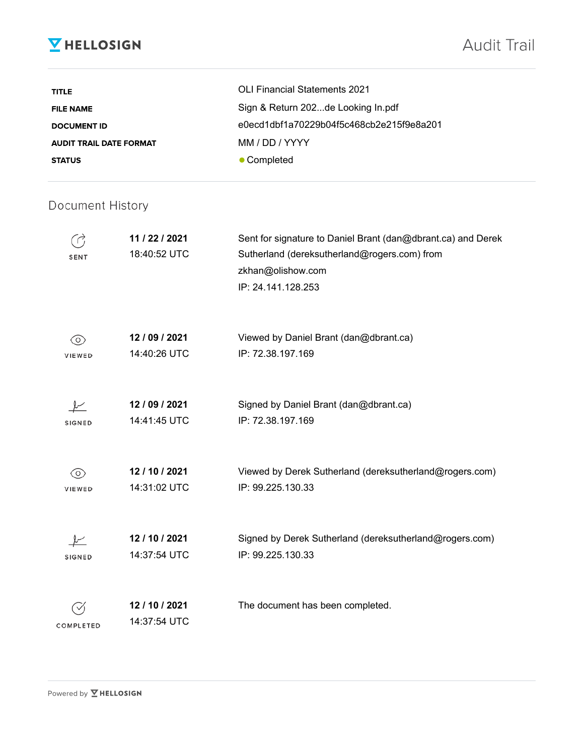HELLOSIGN

# Audit Trail

| | |
|---|---|
| **TITLE** | OLI Financial Statements 2021 |
| **FILE NAME** | Sign & Return 202...de Looking In.pdf |
| **DOCUMENT ID** | e0ecd1dbf1a70229b04f5c468cb2e215f9e8a201 |
| **AUDIT TRAIL DATE FORMAT** | MM / DD / YYYY |
| **STATUS** | Completed |

## Document History

| | | |
|---|---|---|
| SENT | **11 / 22 / 2021** 18:40:52 UTC | Sent for signature to Daniel Brant (dan@dbrant.ca) and Derek Sutherland (dereksutherland@rogers.com) from zkhan@olishow.com IP: 24.141.128.253 |
| VIEWED | **12 / 09 / 2021** 14:40:26 UTC | Viewed by Daniel Brant (dan@dbrant.ca) IP: 72.38.197.169 |
| SIGNED | **12 / 09 / 2021** 14:41:45 UTC | Signed by Daniel Brant (dan@dbrant.ca) IP: 72.38.197.169 |
| VIEWED | **12 / 10 / 2021** 14:31:02 UTC | Viewed by Derek Sutherland (dereksutherland@rogers.com) IP: 99.225.130.33 |
| SIGNED | **12 / 10 / 2021** 14:37:54 UTC | Signed by Derek Sutherland (dereksutherland@rogers.com) IP: 99.225.130.33 |
| COMPLETED | **12 / 10 / 2021** 14:37:54 UTC | The document has been completed. |

Powered by HELLOSIGN